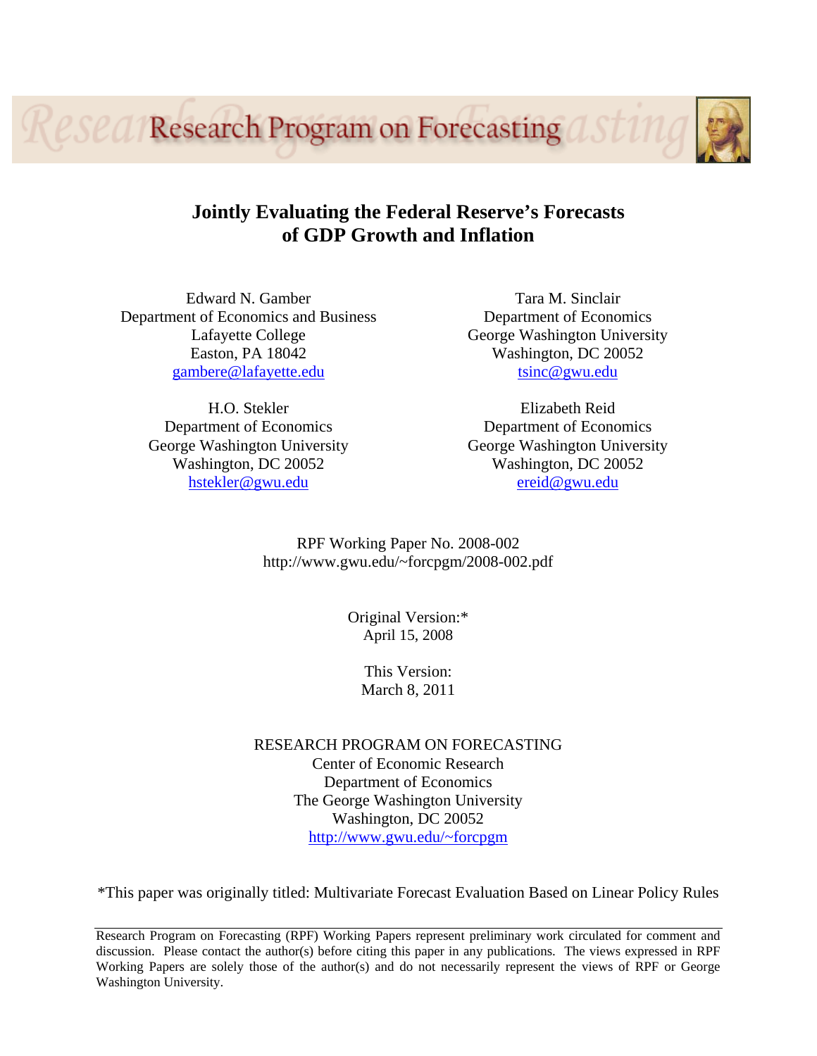Research Program on Forecasting

# Jointly Evaluating the Federal Reserve's Forecasts of GDP Growth and Inflation

Edward N. Gamber
Department of Economics and Business
Lafayette College
Easton, PA 18042
gambere@lafayette.edu

Tara M. Sinclair
Department of Economics
George Washington University
Washington, DC 20052
tsinc@gwu.edu

H.O. Stekler
Department of Economics
George Washington University
Washington, DC 20052
hstekler@gwu.edu

Elizabeth Reid
Department of Economics
George Washington University
Washington, DC 20052
ereid@gwu.edu

RPF Working Paper No. 2008-002
http://www.gwu.edu/~forcpgm/2008-002.pdf

Original Version:*
April 15, 2008

This Version:
March 8, 2011

RESEARCH PROGRAM ON FORECASTING
Center of Economic Research
Department of Economics
The George Washington University
Washington, DC 20052
http://www.gwu.edu/~forcpgm

*This paper was originally titled: Multivariate Forecast Evaluation Based on Linear Policy Rules

Research Program on Forecasting (RPF) Working Papers represent preliminary work circulated for comment and discussion. Please contact the author(s) before citing this paper in any publications. The views expressed in RPF Working Papers are solely those of the author(s) and do not necessarily represent the views of RPF or George Washington University.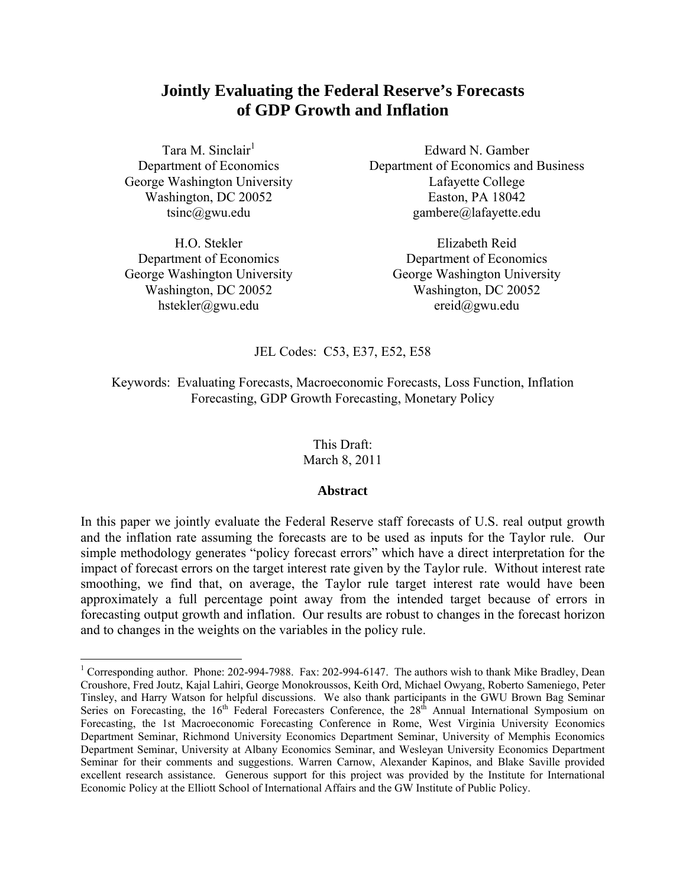# Jointly Evaluating the Federal Reserve's Forecasts of GDP Growth and Inflation

Tara M. Sinclair[1]
Department of Economics
George Washington University
Washington, DC 20052
tsinc@gwu.edu

Edward N. Gamber
Department of Economics and Business
Lafayette College
Easton, PA 18042
gambere@lafayette.edu

H.O. Stekler
Department of Economics
George Washington University
Washington, DC 20052
hstekler@gwu.edu

Elizabeth Reid
Department of Economics
George Washington University
Washington, DC 20052
ereid@gwu.edu

JEL Codes: C53, E37, E52, E58

Keywords: Evaluating Forecasts, Macroeconomic Forecasts, Loss Function, Inflation Forecasting, GDP Growth Forecasting, Monetary Policy

This Draft:
March 8, 2011

**Abstract**

In this paper we jointly evaluate the Federal Reserve staff forecasts of U.S. real output growth and the inflation rate assuming the forecasts are to be used as inputs for the Taylor rule. Our simple methodology generates "policy forecast errors" which have a direct interpretation for the impact of forecast errors on the target interest rate given by the Taylor rule. Without interest rate smoothing, we find that, on average, the Taylor rule target interest rate would have been approximately a full percentage point away from the intended target because of errors in forecasting output growth and inflation. Our results are robust to changes in the forecast horizon and to changes in the weights on the variables in the policy rule.

[1] Corresponding author. Phone: 202-994-7988. Fax: 202-994-6147. The authors wish to thank Mike Bradley, Dean Croushore, Fred Joutz, Kajal Lahiri, George Monokroussos, Keith Ord, Michael Owyang, Roberto Sameniego, Peter Tinsley, and Harry Watson for helpful discussions. We also thank participants in the GWU Brown Bag Seminar Series on Forecasting, the 16th Federal Forecasters Conference, the 28th Annual International Symposium on Forecasting, the 1st Macroeconomic Forecasting Conference in Rome, West Virginia University Economics Department Seminar, Richmond University Economics Department Seminar, University of Memphis Economics Department Seminar, University at Albany Economics Seminar, and Wesleyan University Economics Department Seminar for their comments and suggestions. Warren Carnow, Alexander Kapinos, and Blake Saville provided excellent research assistance. Generous support for this project was provided by the Institute for International Economic Policy at the Elliott School of International Affairs and the GW Institute of Public Policy.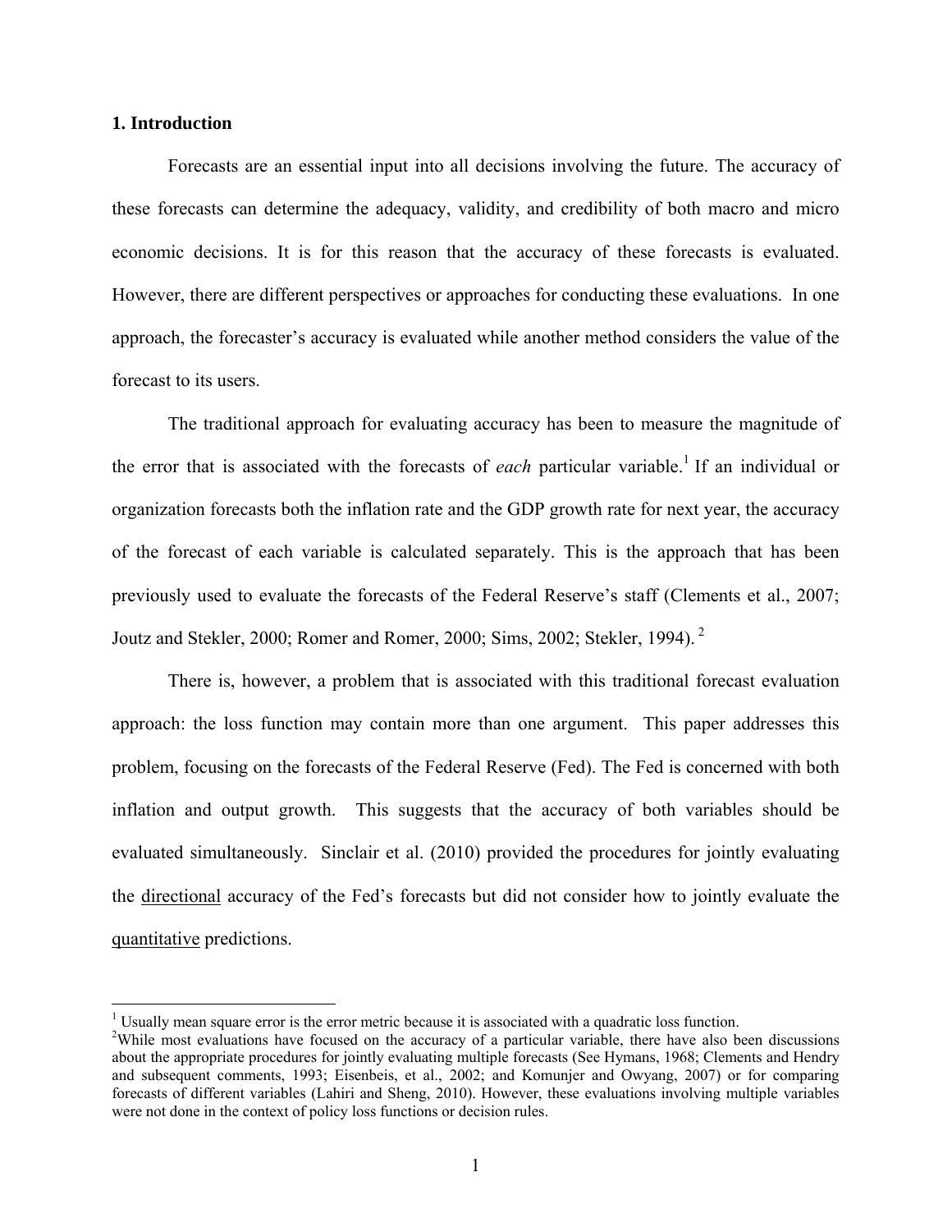## 1. Introduction

Forecasts are an essential input into all decisions involving the future. The accuracy of these forecasts can determine the adequacy, validity, and credibility of both macro and micro economic decisions. It is for this reason that the accuracy of these forecasts is evaluated. However, there are different perspectives or approaches for conducting these evaluations. In one approach, the forecaster's accuracy is evaluated while another method considers the value of the forecast to its users.

The traditional approach for evaluating accuracy has been to measure the magnitude of the error that is associated with the forecasts of *each* particular variable.[1] If an individual or organization forecasts both the inflation rate and the GDP growth rate for next year, the accuracy of the forecast of each variable is calculated separately. This is the approach that has been previously used to evaluate the forecasts of the Federal Reserve's staff (Clements et al., 2007; Joutz and Stekler, 2000; Romer and Romer, 2000; Sims, 2002; Stekler, 1994).[2]

There is, however, a problem that is associated with this traditional forecast evaluation approach: the loss function may contain more than one argument. This paper addresses this problem, focusing on the forecasts of the Federal Reserve (Fed). The Fed is concerned with both inflation and output growth. This suggests that the accuracy of both variables should be evaluated simultaneously. Sinclair et al. (2010) provided the procedures for jointly evaluating the <u>directional</u> accuracy of the Fed's forecasts but did not consider how to jointly evaluate the <u>quantitative</u> predictions.

---

[1] Usually mean square error is the error metric because it is associated with a quadratic loss function.

[2] While most evaluations have focused on the accuracy of a particular variable, there have also been discussions about the appropriate procedures for jointly evaluating multiple forecasts (See Hymans, 1968; Clements and Hendry and subsequent comments, 1993; Eisenbeis, et al., 2002; and Komunjer and Owyang, 2007) or for comparing forecasts of different variables (Lahiri and Sheng, 2010). However, these evaluations involving multiple variables were not done in the context of policy loss functions or decision rules.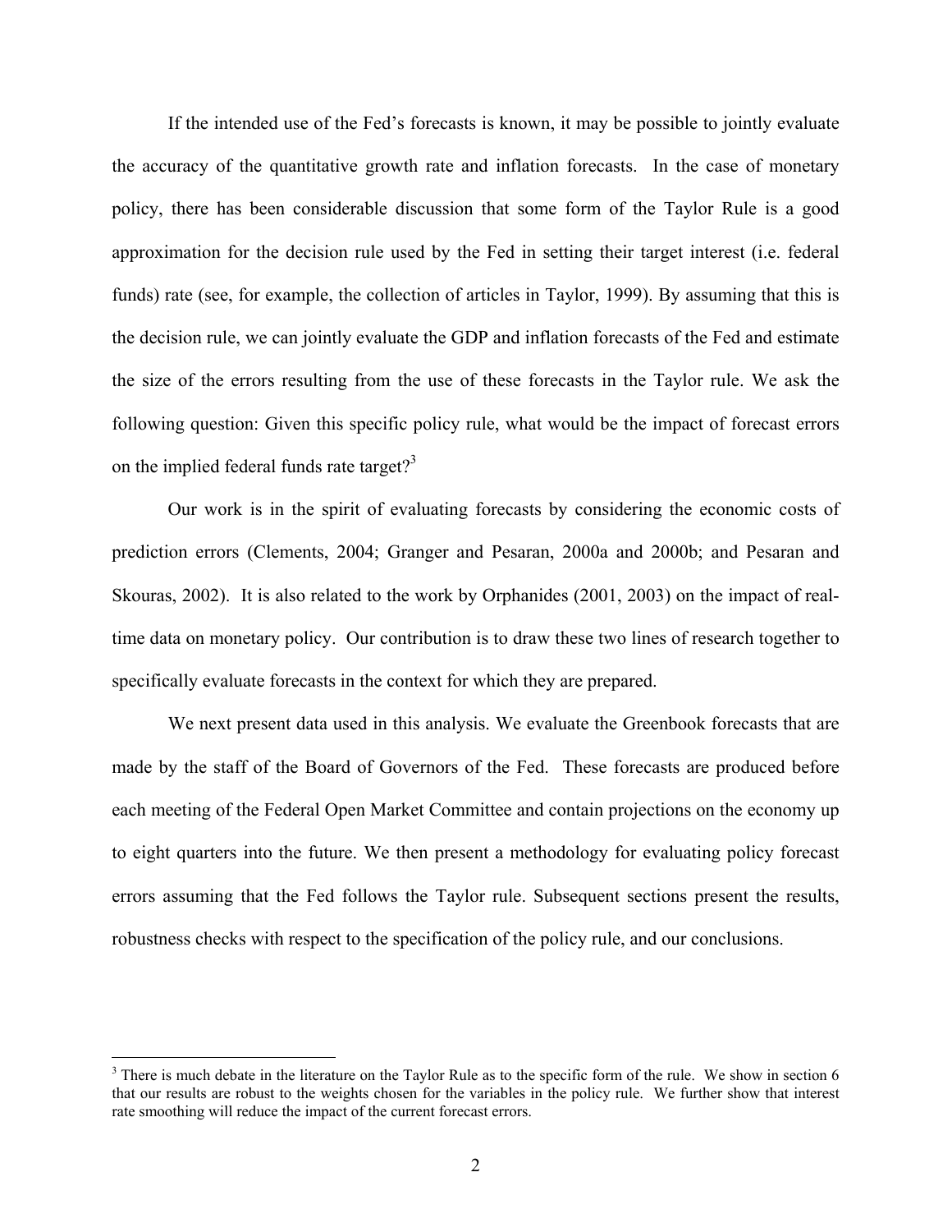If the intended use of the Fed's forecasts is known, it may be possible to jointly evaluate the accuracy of the quantitative growth rate and inflation forecasts. In the case of monetary policy, there has been considerable discussion that some form of the Taylor Rule is a good approximation for the decision rule used by the Fed in setting their target interest (i.e. federal funds) rate (see, for example, the collection of articles in Taylor, 1999). By assuming that this is the decision rule, we can jointly evaluate the GDP and inflation forecasts of the Fed and estimate the size of the errors resulting from the use of these forecasts in the Taylor rule. We ask the following question: Given this specific policy rule, what would be the impact of forecast errors on the implied federal funds rate target?[3]

Our work is in the spirit of evaluating forecasts by considering the economic costs of prediction errors (Clements, 2004; Granger and Pesaran, 2000a and 2000b; and Pesaran and Skouras, 2002). It is also related to the work by Orphanides (2001, 2003) on the impact of real-time data on monetary policy. Our contribution is to draw these two lines of research together to specifically evaluate forecasts in the context for which they are prepared.

We next present data used in this analysis. We evaluate the Greenbook forecasts that are made by the staff of the Board of Governors of the Fed. These forecasts are produced before each meeting of the Federal Open Market Committee and contain projections on the economy up to eight quarters into the future. We then present a methodology for evaluating policy forecast errors assuming that the Fed follows the Taylor rule. Subsequent sections present the results, robustness checks with respect to the specification of the policy rule, and our conclusions.

[3] There is much debate in the literature on the Taylor Rule as to the specific form of the rule. We show in section 6 that our results are robust to the weights chosen for the variables in the policy rule. We further show that interest rate smoothing will reduce the impact of the current forecast errors.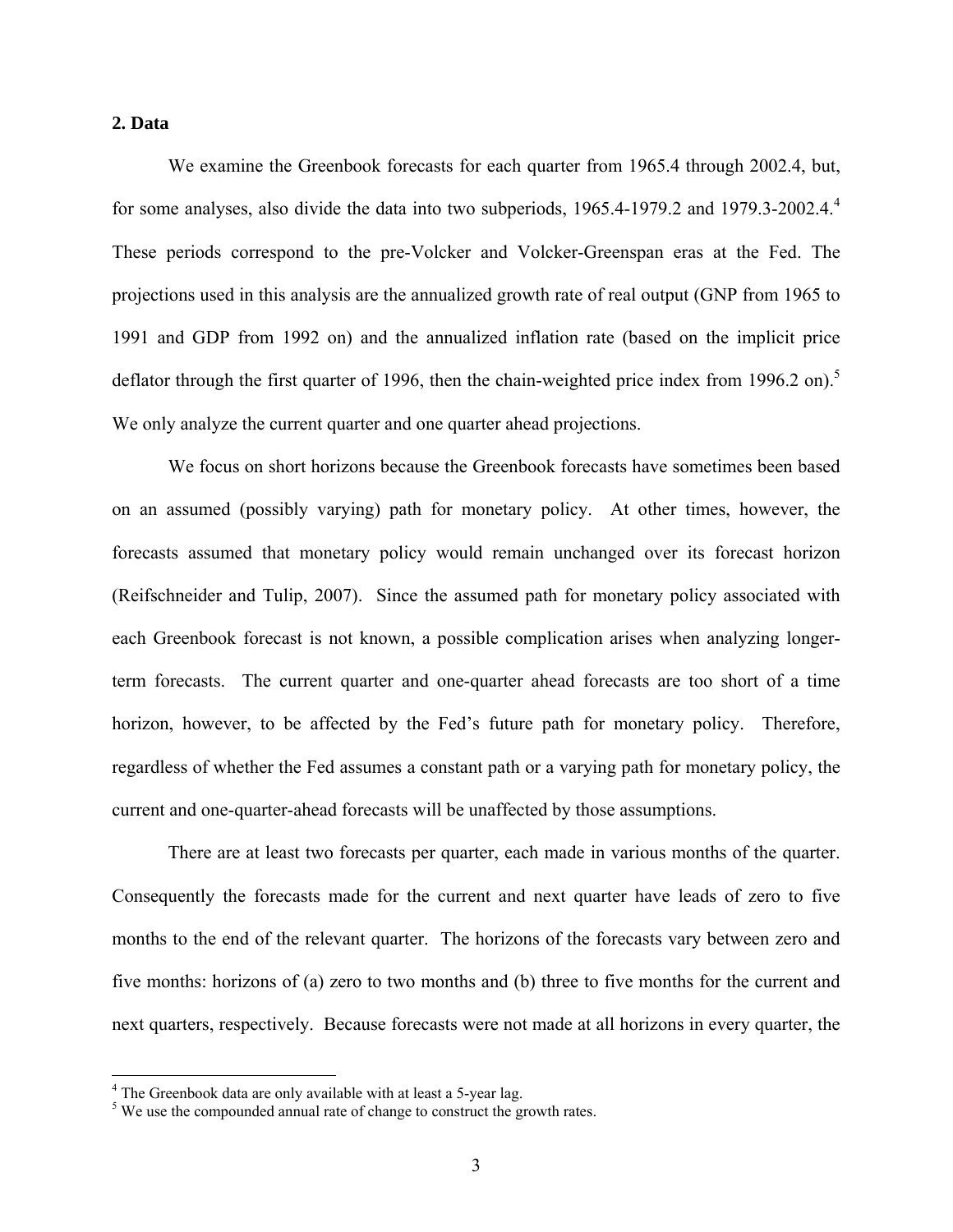## 2. Data

We examine the Greenbook forecasts for each quarter from 1965.4 through 2002.4, but, for some analyses, also divide the data into two subperiods, 1965.4-1979.2 and 1979.3-2002.4.[4] These periods correspond to the pre-Volcker and Volcker-Greenspan eras at the Fed. The projections used in this analysis are the annualized growth rate of real output (GNP from 1965 to 1991 and GDP from 1992 on) and the annualized inflation rate (based on the implicit price deflator through the first quarter of 1996, then the chain-weighted price index from 1996.2 on).[5] We only analyze the current quarter and one quarter ahead projections.

We focus on short horizons because the Greenbook forecasts have sometimes been based on an assumed (possibly varying) path for monetary policy. At other times, however, the forecasts assumed that monetary policy would remain unchanged over its forecast horizon (Reifschneider and Tulip, 2007). Since the assumed path for monetary policy associated with each Greenbook forecast is not known, a possible complication arises when analyzing longer-term forecasts. The current quarter and one-quarter ahead forecasts are too short of a time horizon, however, to be affected by the Fed's future path for monetary policy. Therefore, regardless of whether the Fed assumes a constant path or a varying path for monetary policy, the current and one-quarter-ahead forecasts will be unaffected by those assumptions.

There are at least two forecasts per quarter, each made in various months of the quarter. Consequently the forecasts made for the current and next quarter have leads of zero to five months to the end of the relevant quarter. The horizons of the forecasts vary between zero and five months: horizons of (a) zero to two months and (b) three to five months for the current and next quarters, respectively. Because forecasts were not made at all horizons in every quarter, the

[4] The Greenbook data are only available with at least a 5-year lag.

[5] We use the compounded annual rate of change to construct the growth rates.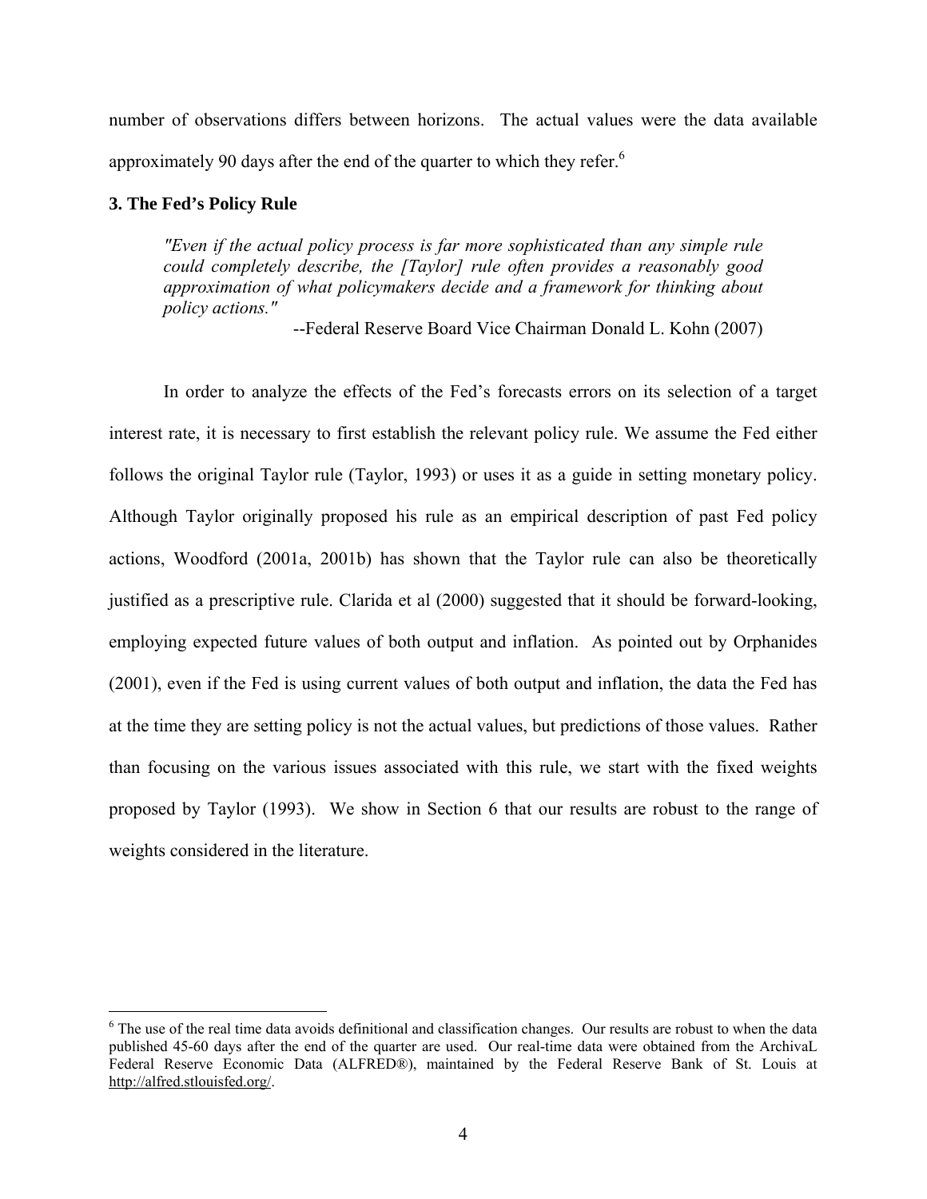number of observations differs between horizons. The actual values were the data available approximately 90 days after the end of the quarter to which they refer.[6]

### 3. The Fed's Policy Rule

> *"Even if the actual policy process is far more sophisticated than any simple rule could completely describe, the [Taylor] rule often provides a reasonably good approximation of what policymakers decide and a framework for thinking about policy actions."*
>
> --Federal Reserve Board Vice Chairman Donald L. Kohn (2007)

In order to analyze the effects of the Fed's forecasts errors on its selection of a target interest rate, it is necessary to first establish the relevant policy rule. We assume the Fed either follows the original Taylor rule (Taylor, 1993) or uses it as a guide in setting monetary policy. Although Taylor originally proposed his rule as an empirical description of past Fed policy actions, Woodford (2001a, 2001b) has shown that the Taylor rule can also be theoretically justified as a prescriptive rule. Clarida et al (2000) suggested that it should be forward-looking, employing expected future values of both output and inflation. As pointed out by Orphanides (2001), even if the Fed is using current values of both output and inflation, the data the Fed has at the time they are setting policy is not the actual values, but predictions of those values. Rather than focusing on the various issues associated with this rule, we start with the fixed weights proposed by Taylor (1993). We show in Section 6 that our results are robust to the range of weights considered in the literature.

---

[6] The use of the real time data avoids definitional and classification changes. Our results are robust to when the data published 45-60 days after the end of the quarter are used. Our real-time data were obtained from the ArchivaL Federal Reserve Economic Data (ALFRED®), maintained by the Federal Reserve Bank of St. Louis at http://alfred.stlouisfed.org/.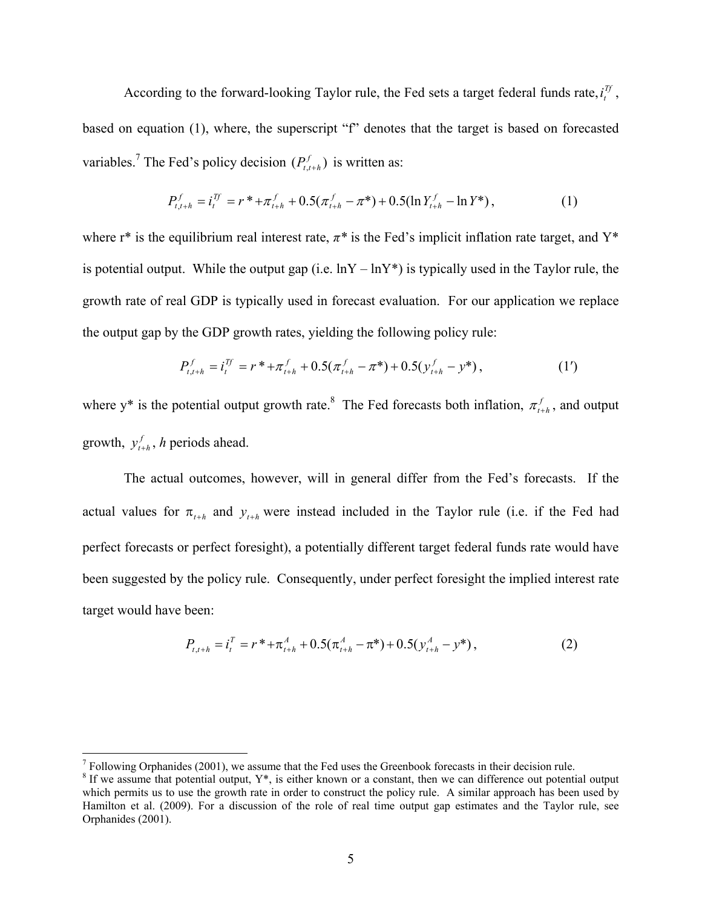According to the forward-looking Taylor rule, the Fed sets a target federal funds rate, $i_t^{Tf}$, based on equation (1), where, the superscript "f" denotes that the target is based on forecasted variables.[7] The Fed's policy decision $(P_{t,t+h}^f)$ is written as:

$$P_{t,t+h}^f = i_t^{Tf} = r^* + \pi_{t+h}^f + 0.5(\pi_{t+h}^f - \pi^*) + 0.5(\ln Y_{t+h}^f - \ln Y^*), \tag{1}$$

where r* is the equilibrium real interest rate, $\pi^*$ is the Fed's implicit inflation rate target, and Y* is potential output. While the output gap (i.e. lnY – lnY*) is typically used in the Taylor rule, the growth rate of real GDP is typically used in forecast evaluation. For our application we replace the output gap by the GDP growth rates, yielding the following policy rule:

$$P_{t,t+h}^f = i_t^{Tf} = r^* + \pi_{t+h}^f + 0.5(\pi_{t+h}^f - \pi^*) + 0.5(y_{t+h}^f - y^*), \tag{1'}$$

where y* is the potential output growth rate.[8] The Fed forecasts both inflation, $\pi_{t+h}^f$, and output growth, $y_{t+h}^f$, *h* periods ahead.

The actual outcomes, however, will in general differ from the Fed's forecasts. If the actual values for $\pi_{t+h}$ and $y_{t+h}$ were instead included in the Taylor rule (i.e. if the Fed had perfect forecasts or perfect foresight), a potentially different target federal funds rate would have been suggested by the policy rule. Consequently, under perfect foresight the implied interest rate target would have been:

$$P_{t,t+h} = i_t^T = r^* + \pi_{t+h}^A + 0.5(\pi_{t+h}^A - \pi^*) + 0.5(y_{t+h}^A - y^*), \tag{2}$$

---

[7] Following Orphanides (2001), we assume that the Fed uses the Greenbook forecasts in their decision rule.

[8] If we assume that potential output, Y*, is either known or a constant, then we can difference out potential output which permits us to use the growth rate in order to construct the policy rule. A similar approach has been used by Hamilton et al. (2009). For a discussion of the role of real time output gap estimates and the Taylor rule, see Orphanides (2001).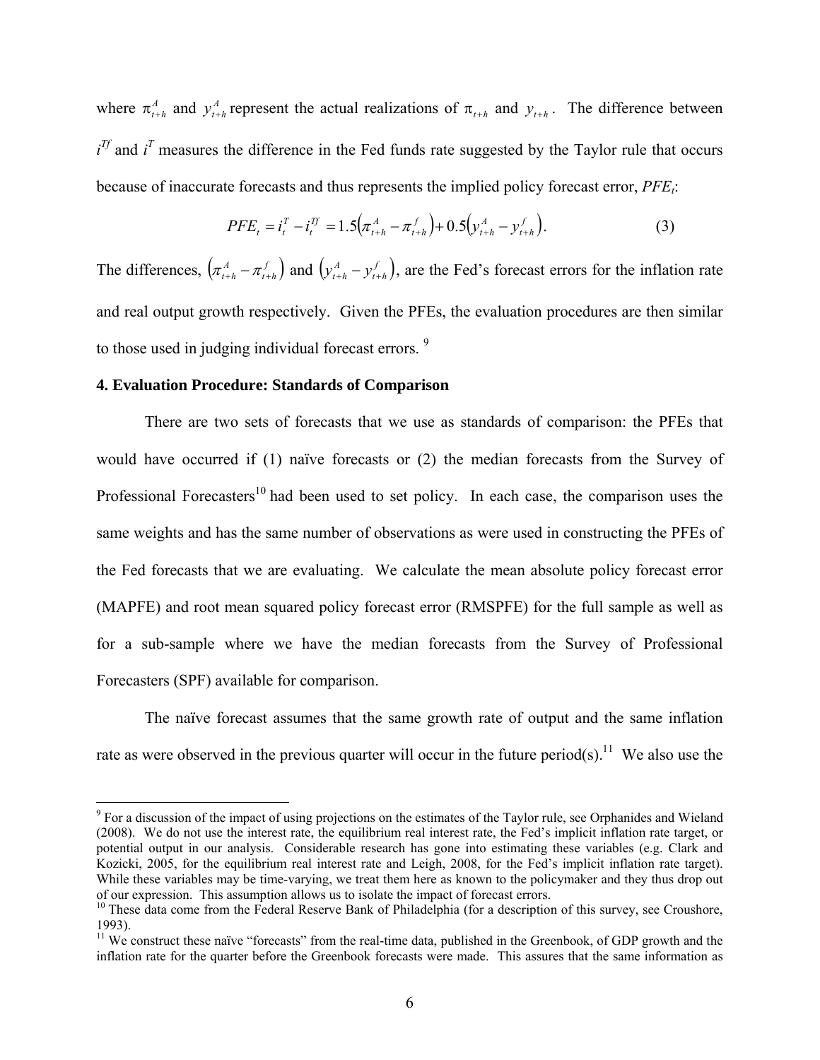where $\pi^A_{t+h}$ and $y^A_{t+h}$ represent the actual realizations of $\pi_{t+h}$ and $y_{t+h}$. The difference between $i^{Tf}$ and $i^T$ measures the difference in the Fed funds rate suggested by the Taylor rule that occurs because of inaccurate forecasts and thus represents the implied policy forecast error, $PFE_t$:

$$PFE_t = i^T_t - i^{Tf}_t = 1.5\left(\pi^A_{t+h} - \pi^f_{t+h}\right) + 0.5\left(y^A_{t+h} - y^f_{t+h}\right). \quad (3)$$

The differences, $\left(\pi^A_{t+h} - \pi^f_{t+h}\right)$ and $\left(y^A_{t+h} - y^f_{t+h}\right)$, are the Fed's forecast errors for the inflation rate and real output growth respectively. Given the PFEs, the evaluation procedures are then similar to those used in judging individual forecast errors. [9]

**4. Evaluation Procedure: Standards of Comparison**

There are two sets of forecasts that we use as standards of comparison: the PFEs that would have occurred if (1) naïve forecasts or (2) the median forecasts from the Survey of Professional Forecasters[10] had been used to set policy. In each case, the comparison uses the same weights and has the same number of observations as were used in constructing the PFEs of the Fed forecasts that we are evaluating. We calculate the mean absolute policy forecast error (MAPFE) and root mean squared policy forecast error (RMSPFE) for the full sample as well as for a sub-sample where we have the median forecasts from the Survey of Professional Forecasters (SPF) available for comparison.

The naïve forecast assumes that the same growth rate of output and the same inflation rate as were observed in the previous quarter will occur in the future period(s).[11] We also use the

---

[9] For a discussion of the impact of using projections on the estimates of the Taylor rule, see Orphanides and Wieland (2008). We do not use the interest rate, the equilibrium real interest rate, the Fed's implicit inflation rate target, or potential output in our analysis. Considerable research has gone into estimating these variables (e.g. Clark and Kozicki, 2005, for the equilibrium real interest rate and Leigh, 2008, for the Fed's implicit inflation rate target). While these variables may be time-varying, we treat them here as known to the policymaker and they thus drop out of our expression. This assumption allows us to isolate the impact of forecast errors.

[10] These data come from the Federal Reserve Bank of Philadelphia (for a description of this survey, see Croushore, 1993).

[11] We construct these naïve "forecasts" from the real-time data, published in the Greenbook, of GDP growth and the inflation rate for the quarter before the Greenbook forecasts were made. This assures that the same information as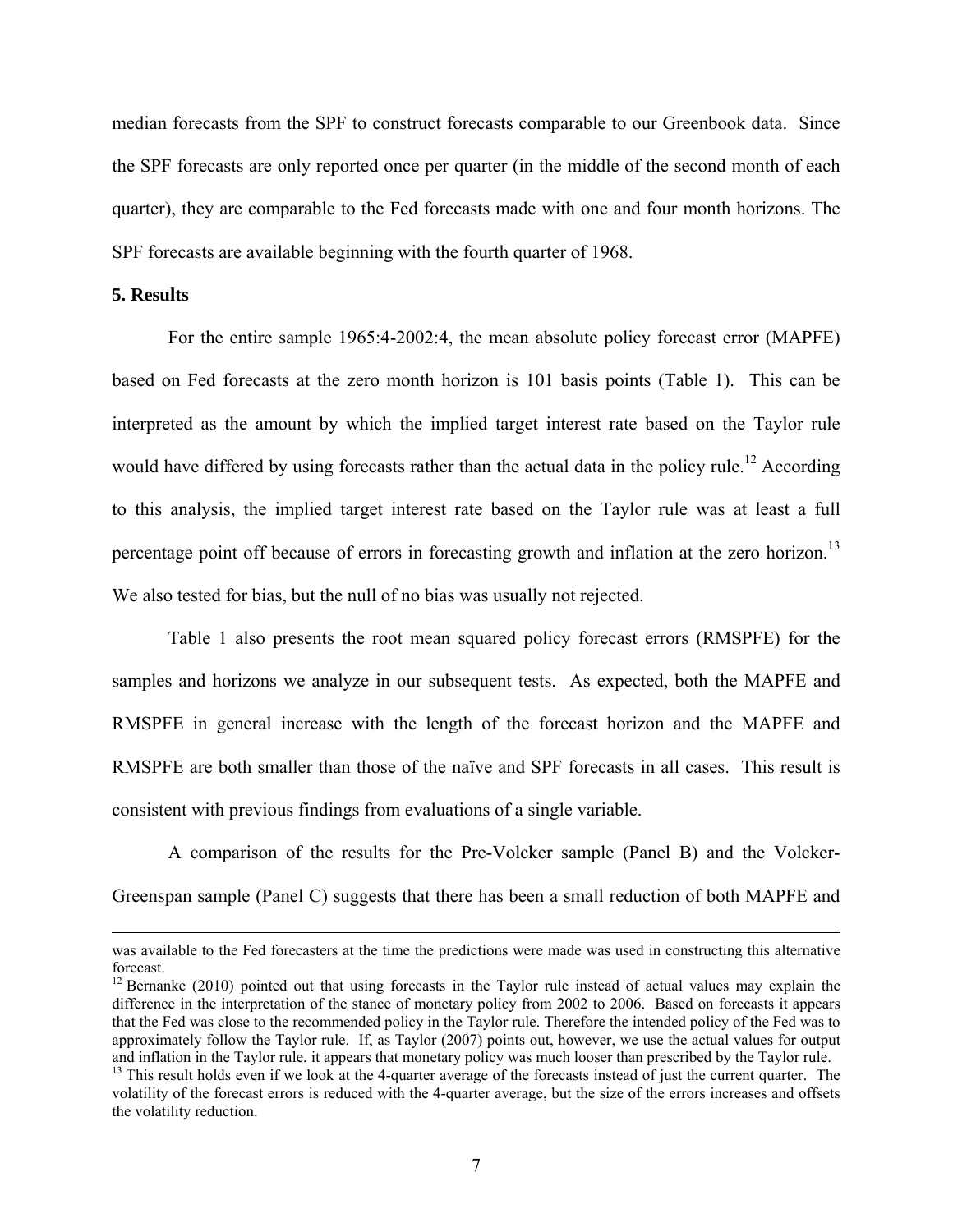median forecasts from the SPF to construct forecasts comparable to our Greenbook data. Since the SPF forecasts are only reported once per quarter (in the middle of the second month of each quarter), they are comparable to the Fed forecasts made with one and four month horizons. The SPF forecasts are available beginning with the fourth quarter of 1968.

**5. Results**

For the entire sample 1965:4-2002:4, the mean absolute policy forecast error (MAPFE) based on Fed forecasts at the zero month horizon is 101 basis points (Table 1). This can be interpreted as the amount by which the implied target interest rate based on the Taylor rule would have differed by using forecasts rather than the actual data in the policy rule.[12] According to this analysis, the implied target interest rate based on the Taylor rule was at least a full percentage point off because of errors in forecasting growth and inflation at the zero horizon.[13] We also tested for bias, but the null of no bias was usually not rejected.

Table 1 also presents the root mean squared policy forecast errors (RMSPFE) for the samples and horizons we analyze in our subsequent tests. As expected, both the MAPFE and RMSPFE in general increase with the length of the forecast horizon and the MAPFE and RMSPFE are both smaller than those of the naïve and SPF forecasts in all cases. This result is consistent with previous findings from evaluations of a single variable.

A comparison of the results for the Pre-Volcker sample (Panel B) and the Volcker-Greenspan sample (Panel C) suggests that there has been a small reduction of both MAPFE and

---

was available to the Fed forecasters at the time the predictions were made was used in constructing this alternative forecast.

[12] Bernanke (2010) pointed out that using forecasts in the Taylor rule instead of actual values may explain the difference in the interpretation of the stance of monetary policy from 2002 to 2006. Based on forecasts it appears that the Fed was close to the recommended policy in the Taylor rule. Therefore the intended policy of the Fed was to approximately follow the Taylor rule. If, as Taylor (2007) points out, however, we use the actual values for output and inflation in the Taylor rule, it appears that monetary policy was much looser than prescribed by the Taylor rule.

[13] This result holds even if we look at the 4-quarter average of the forecasts instead of just the current quarter. The volatility of the forecast errors is reduced with the 4-quarter average, but the size of the errors increases and offsets the volatility reduction.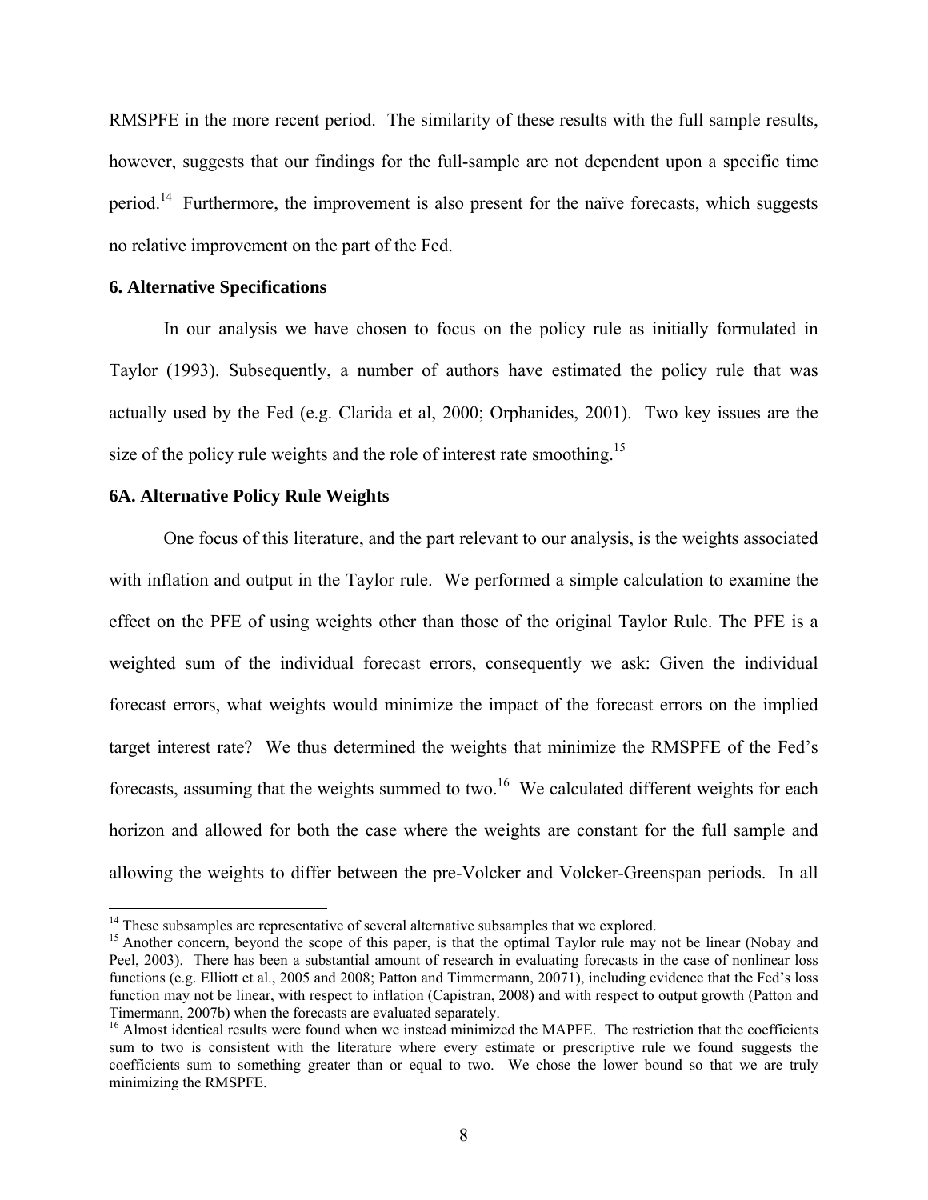RMSPFE in the more recent period. The similarity of these results with the full sample results, however, suggests that our findings for the full-sample are not dependent upon a specific time period.[14] Furthermore, the improvement is also present for the naïve forecasts, which suggests no relative improvement on the part of the Fed.

## 6. Alternative Specifications

In our analysis we have chosen to focus on the policy rule as initially formulated in Taylor (1993). Subsequently, a number of authors have estimated the policy rule that was actually used by the Fed (e.g. Clarida et al, 2000; Orphanides, 2001). Two key issues are the size of the policy rule weights and the role of interest rate smoothing.[15]

### 6A. Alternative Policy Rule Weights

One focus of this literature, and the part relevant to our analysis, is the weights associated with inflation and output in the Taylor rule. We performed a simple calculation to examine the effect on the PFE of using weights other than those of the original Taylor Rule. The PFE is a weighted sum of the individual forecast errors, consequently we ask: Given the individual forecast errors, what weights would minimize the impact of the forecast errors on the implied target interest rate? We thus determined the weights that minimize the RMSPFE of the Fed's forecasts, assuming that the weights summed to two.[16] We calculated different weights for each horizon and allowed for both the case where the weights are constant for the full sample and allowing the weights to differ between the pre-Volcker and Volcker-Greenspan periods. In all

---

[14] These subsamples are representative of several alternative subsamples that we explored.

[15] Another concern, beyond the scope of this paper, is that the optimal Taylor rule may not be linear (Nobay and Peel, 2003). There has been a substantial amount of research in evaluating forecasts in the case of nonlinear loss functions (e.g. Elliott et al., 2005 and 2008; Patton and Timmermann, 20071), including evidence that the Fed's loss function may not be linear, with respect to inflation (Capistran, 2008) and with respect to output growth (Patton and Timermann, 2007b) when the forecasts are evaluated separately.

[16] Almost identical results were found when we instead minimized the MAPFE. The restriction that the coefficients sum to two is consistent with the literature where every estimate or prescriptive rule we found suggests the coefficients sum to something greater than or equal to two. We chose the lower bound so that we are truly minimizing the RMSPFE.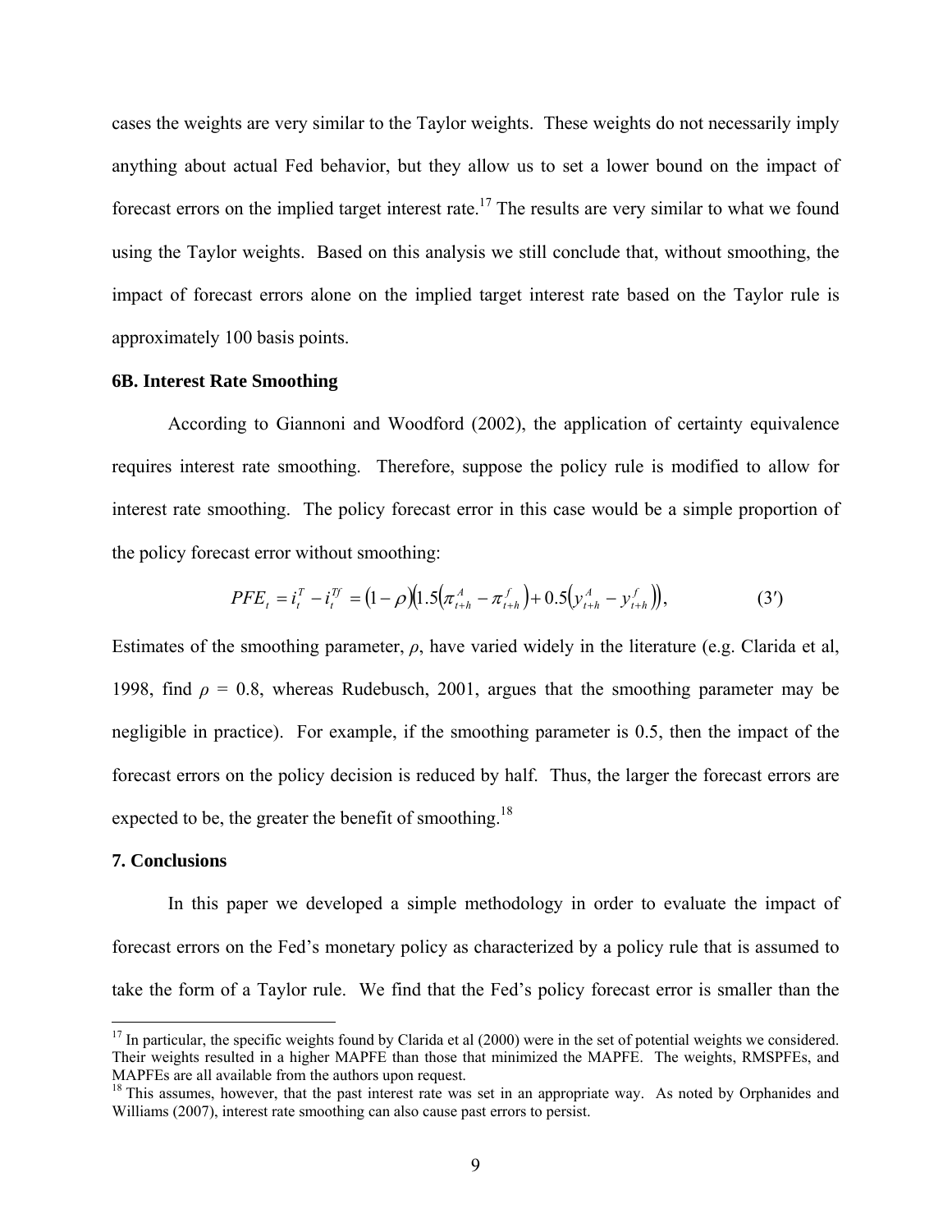cases the weights are very similar to the Taylor weights. These weights do not necessarily imply anything about actual Fed behavior, but they allow us to set a lower bound on the impact of forecast errors on the implied target interest rate.[17] The results are very similar to what we found using the Taylor weights. Based on this analysis we still conclude that, without smoothing, the impact of forecast errors alone on the implied target interest rate based on the Taylor rule is approximately 100 basis points.

### 6B. Interest Rate Smoothing

According to Giannoni and Woodford (2002), the application of certainty equivalence requires interest rate smoothing. Therefore, suppose the policy rule is modified to allow for interest rate smoothing. The policy forecast error in this case would be a simple proportion of the policy forecast error without smoothing:

$$PFE_t = i_t^T - i_t^{Tf} = (1-\rho)\left(1.5\left(\pi_{t+h}^A - \pi_{t+h}^f\right) + 0.5\left(y_{t+h}^A - y_{t+h}^f\right)\right), \qquad (3')$$

Estimates of the smoothing parameter, $\rho$, have varied widely in the literature (e.g. Clarida et al, 1998, find $\rho = 0.8$, whereas Rudebusch, 2001, argues that the smoothing parameter may be negligible in practice). For example, if the smoothing parameter is 0.5, then the impact of the forecast errors on the policy decision is reduced by half. Thus, the larger the forecast errors are expected to be, the greater the benefit of smoothing.[18]

## 7. Conclusions

In this paper we developed a simple methodology in order to evaluate the impact of forecast errors on the Fed's monetary policy as characterized by a policy rule that is assumed to take the form of a Taylor rule. We find that the Fed's policy forecast error is smaller than the

---

[17] In particular, the specific weights found by Clarida et al (2000) were in the set of potential weights we considered. Their weights resulted in a higher MAPFE than those that minimized the MAPFE. The weights, RMSPFEs, and MAPFEs are all available from the authors upon request.

[18] This assumes, however, that the past interest rate was set in an appropriate way. As noted by Orphanides and Williams (2007), interest rate smoothing can also cause past errors to persist.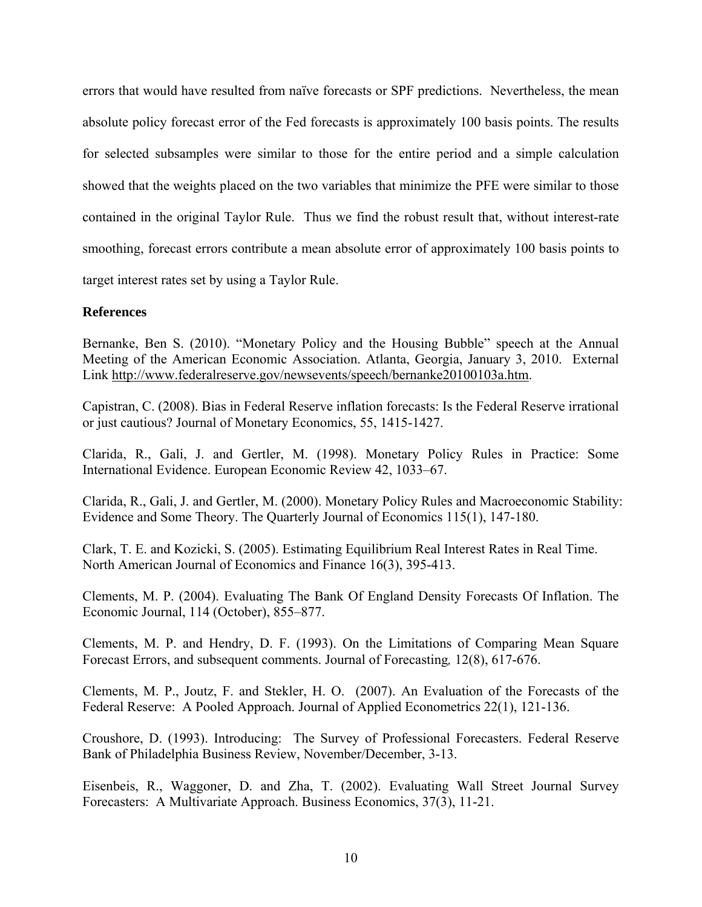errors that would have resulted from naïve forecasts or SPF predictions. Nevertheless, the mean absolute policy forecast error of the Fed forecasts is approximately 100 basis points. The results for selected subsamples were similar to those for the entire period and a simple calculation showed that the weights placed on the two variables that minimize the PFE were similar to those contained in the original Taylor Rule. Thus we find the robust result that, without interest-rate smoothing, forecast errors contribute a mean absolute error of approximately 100 basis points to target interest rates set by using a Taylor Rule.

**References**

Bernanke, Ben S. (2010). "Monetary Policy and the Housing Bubble" speech at the Annual Meeting of the American Economic Association. Atlanta, Georgia, January 3, 2010. External Link http://www.federalreserve.gov/newsevents/speech/bernanke20100103a.htm.

Capistran, C. (2008). Bias in Federal Reserve inflation forecasts: Is the Federal Reserve irrational or just cautious? Journal of Monetary Economics, 55, 1415-1427.

Clarida, R., Gali, J. and Gertler, M. (1998). Monetary Policy Rules in Practice: Some International Evidence. European Economic Review 42, 1033–67.

Clarida, R., Gali, J. and Gertler, M. (2000). Monetary Policy Rules and Macroeconomic Stability: Evidence and Some Theory. The Quarterly Journal of Economics 115(1), 147-180.

Clark, T. E. and Kozicki, S. (2005). Estimating Equilibrium Real Interest Rates in Real Time. North American Journal of Economics and Finance 16(3), 395-413.

Clements, M. P. (2004). Evaluating The Bank Of England Density Forecasts Of Inflation. The Economic Journal, 114 (October), 855–877.

Clements, M. P. and Hendry, D. F. (1993). On the Limitations of Comparing Mean Square Forecast Errors, and subsequent comments. Journal of Forecasting*,* 12(8), 617-676.

Clements, M. P., Joutz, F. and Stekler, H. O. (2007). An Evaluation of the Forecasts of the Federal Reserve: A Pooled Approach. Journal of Applied Econometrics 22(1), 121-136.

Croushore, D. (1993). Introducing: The Survey of Professional Forecasters. Federal Reserve Bank of Philadelphia Business Review, November/December, 3-13.

Eisenbeis, R., Waggoner, D. and Zha, T. (2002). Evaluating Wall Street Journal Survey Forecasters: A Multivariate Approach. Business Economics, 37(3), 11-21.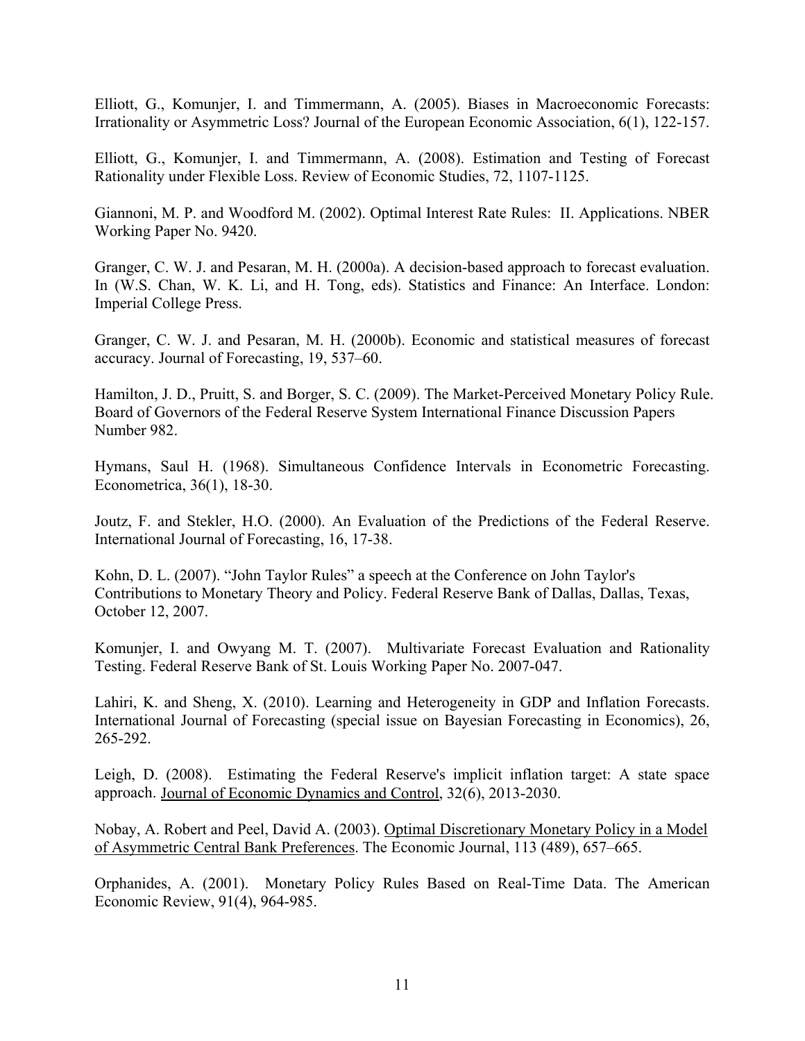Elliott, G., Komunjer, I. and Timmermann, A. (2005). Biases in Macroeconomic Forecasts: Irrationality or Asymmetric Loss? Journal of the European Economic Association, 6(1), 122-157.

Elliott, G., Komunjer, I. and Timmermann, A. (2008). Estimation and Testing of Forecast Rationality under Flexible Loss. Review of Economic Studies, 72, 1107-1125.

Giannoni, M. P. and Woodford M. (2002). Optimal Interest Rate Rules: II. Applications. NBER Working Paper No. 9420.

Granger, C. W. J. and Pesaran, M. H. (2000a). A decision-based approach to forecast evaluation. In (W.S. Chan, W. K. Li, and H. Tong, eds). Statistics and Finance: An Interface. London: Imperial College Press.

Granger, C. W. J. and Pesaran, M. H. (2000b). Economic and statistical measures of forecast accuracy. Journal of Forecasting, 19, 537–60.

Hamilton, J. D., Pruitt, S. and Borger, S. C. (2009). The Market-Perceived Monetary Policy Rule. Board of Governors of the Federal Reserve System International Finance Discussion Papers Number 982.

Hymans, Saul H. (1968). Simultaneous Confidence Intervals in Econometric Forecasting. Econometrica, 36(1), 18-30.

Joutz, F. and Stekler, H.O. (2000). An Evaluation of the Predictions of the Federal Reserve. International Journal of Forecasting, 16, 17-38.

Kohn, D. L. (2007). "John Taylor Rules" a speech at the Conference on John Taylor's Contributions to Monetary Theory and Policy. Federal Reserve Bank of Dallas, Dallas, Texas, October 12, 2007.

Komunjer, I. and Owyang M. T. (2007). Multivariate Forecast Evaluation and Rationality Testing. Federal Reserve Bank of St. Louis Working Paper No. 2007-047.

Lahiri, K. and Sheng, X. (2010). Learning and Heterogeneity in GDP and Inflation Forecasts. International Journal of Forecasting (special issue on Bayesian Forecasting in Economics), 26, 265-292.

Leigh, D. (2008). Estimating the Federal Reserve's implicit inflation target: A state space approach. Journal of Economic Dynamics and Control, 32(6), 2013-2030.

Nobay, A. Robert and Peel, David A. (2003). Optimal Discretionary Monetary Policy in a Model of Asymmetric Central Bank Preferences. The Economic Journal, 113 (489), 657–665.

Orphanides, A. (2001). Monetary Policy Rules Based on Real-Time Data. The American Economic Review, 91(4), 964-985.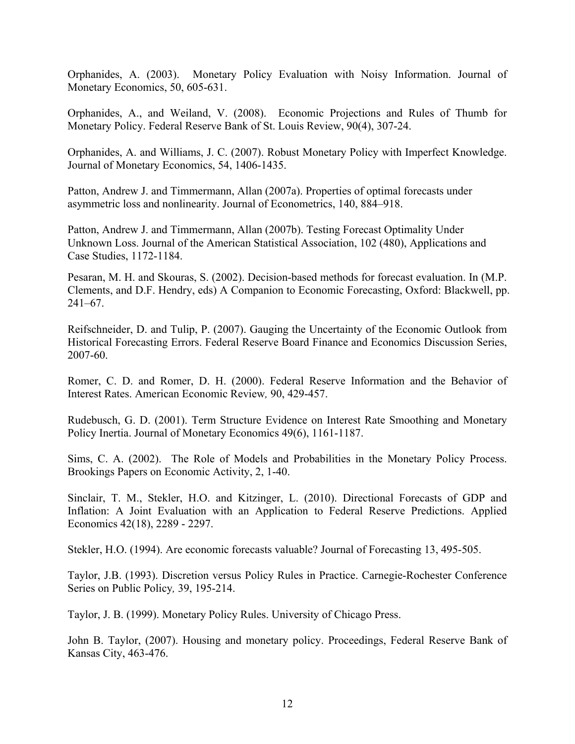Orphanides, A. (2003). Monetary Policy Evaluation with Noisy Information. Journal of Monetary Economics, 50, 605-631.

Orphanides, A., and Weiland, V. (2008). Economic Projections and Rules of Thumb for Monetary Policy. Federal Reserve Bank of St. Louis Review, 90(4), 307-24.

Orphanides, A. and Williams, J. C. (2007). Robust Monetary Policy with Imperfect Knowledge. Journal of Monetary Economics, 54, 1406-1435.

Patton, Andrew J. and Timmermann, Allan (2007a). Properties of optimal forecasts under asymmetric loss and nonlinearity. Journal of Econometrics, 140, 884–918.

Patton, Andrew J. and Timmermann, Allan (2007b). Testing Forecast Optimality Under Unknown Loss. Journal of the American Statistical Association, 102 (480), Applications and Case Studies, 1172-1184.

Pesaran, M. H. and Skouras, S. (2002). Decision-based methods for forecast evaluation. In (M.P. Clements, and D.F. Hendry, eds) A Companion to Economic Forecasting, Oxford: Blackwell, pp. 241–67.

Reifschneider, D. and Tulip, P. (2007). Gauging the Uncertainty of the Economic Outlook from Historical Forecasting Errors. Federal Reserve Board Finance and Economics Discussion Series, 2007-60.

Romer, C. D. and Romer, D. H. (2000). Federal Reserve Information and the Behavior of Interest Rates. American Economic Review*,* 90, 429-457.

Rudebusch, G. D. (2001). Term Structure Evidence on Interest Rate Smoothing and Monetary Policy Inertia. Journal of Monetary Economics 49(6), 1161-1187.

Sims, C. A. (2002). The Role of Models and Probabilities in the Monetary Policy Process. Brookings Papers on Economic Activity, 2, 1-40.

Sinclair, T. M., Stekler, H.O. and Kitzinger, L. (2010). Directional Forecasts of GDP and Inflation: A Joint Evaluation with an Application to Federal Reserve Predictions. Applied Economics 42(18), 2289 - 2297.

Stekler, H.O. (1994). Are economic forecasts valuable? Journal of Forecasting 13, 495-505.

Taylor, J.B. (1993). Discretion versus Policy Rules in Practice. Carnegie-Rochester Conference Series on Public Policy*,* 39, 195-214.

Taylor, J. B. (1999). Monetary Policy Rules. University of Chicago Press.

John B. Taylor, (2007). Housing and monetary policy. Proceedings, Federal Reserve Bank of Kansas City, 463-476.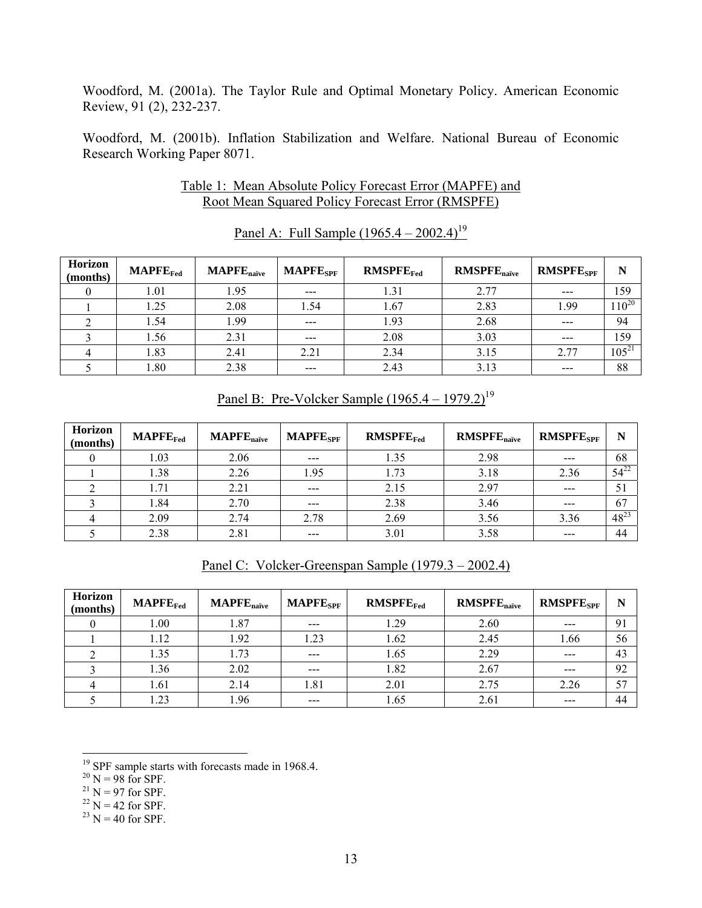Woodford, M. (2001a). The Taylor Rule and Optimal Monetary Policy. American Economic Review, 91 (2), 232-237.

Woodford, M. (2001b). Inflation Stabilization and Welfare. National Bureau of Economic Research Working Paper 8071.

Table 1: Mean Absolute Policy Forecast Error (MAPFE) and Root Mean Squared Policy Forecast Error (RMSPFE)

Panel A: Full Sample (1965.4 – 2002.4)[19]

| Horizon (months) | $MAPFE_{Fed}$ | $MAPFE_{naïve}$ | $MAPFE_{SPF}$ | $RMSPFE_{Fed}$ | $RMSPFE_{naïve}$ | $RMSPFE_{SPF}$ | N |
|---|---|---|---|---|---|---|---|
| 0 | 1.01 | 1.95 | --- | 1.31 | 2.77 | --- | 159 |
| 1 | 1.25 | 2.08 | 1.54 | 1.67 | 2.83 | 1.99 | 110[20] |
| 2 | 1.54 | 1.99 | --- | 1.93 | 2.68 | --- | 94 |
| 3 | 1.56 | 2.31 | --- | 2.08 | 3.03 | --- | 159 |
| 4 | 1.83 | 2.41 | 2.21 | 2.34 | 3.15 | 2.77 | 105[21] |
| 5 | 1.80 | 2.38 | --- | 2.43 | 3.13 | --- | 88 |

Panel B: Pre-Volcker Sample (1965.4 – 1979.2)[19]

| Horizon (months) | $MAPFE_{Fed}$ | $MAPFE_{naïve}$ | $MAPFE_{SPF}$ | $RMSPFE_{Fed}$ | $RMSPFE_{naïve}$ | $RMSPFE_{SPF}$ | N |
|---|---|---|---|---|---|---|---|
| 0 | 1.03 | 2.06 | --- | 1.35 | 2.98 | --- | 68 |
| 1 | 1.38 | 2.26 | 1.95 | 1.73 | 3.18 | 2.36 | 54[22] |
| 2 | 1.71 | 2.21 | --- | 2.15 | 2.97 | --- | 51 |
| 3 | 1.84 | 2.70 | --- | 2.38 | 3.46 | --- | 67 |
| 4 | 2.09 | 2.74 | 2.78 | 2.69 | 3.56 | 3.36 | 48[23] |
| 5 | 2.38 | 2.81 | --- | 3.01 | 3.58 | --- | 44 |

Panel C: Volcker-Greenspan Sample (1979.3 – 2002.4)

| Horizon (months) | $MAPFE_{Fed}$ | $MAPFE_{naïve}$ | $MAPFE_{SPF}$ | $RMSPFE_{Fed}$ | $RMSPFE_{naïve}$ | $RMSPFE_{SPF}$ | N |
|---|---|---|---|---|---|---|---|
| 0 | 1.00 | 1.87 | --- | 1.29 | 2.60 | --- | 91 |
| 1 | 1.12 | 1.92 | 1.23 | 1.62 | 2.45 | 1.66 | 56 |
| 2 | 1.35 | 1.73 | --- | 1.65 | 2.29 | --- | 43 |
| 3 | 1.36 | 2.02 | --- | 1.82 | 2.67 | --- | 92 |
| 4 | 1.61 | 2.14 | 1.81 | 2.01 | 2.75 | 2.26 | 57 |
| 5 | 1.23 | 1.96 | --- | 1.65 | 2.61 | --- | 44 |

[19] SPF sample starts with forecasts made in 1968.4.

[20] N = 98 for SPF.

[21] N = 97 for SPF.

[22] N = 42 for SPF.

[23] N = 40 for SPF.